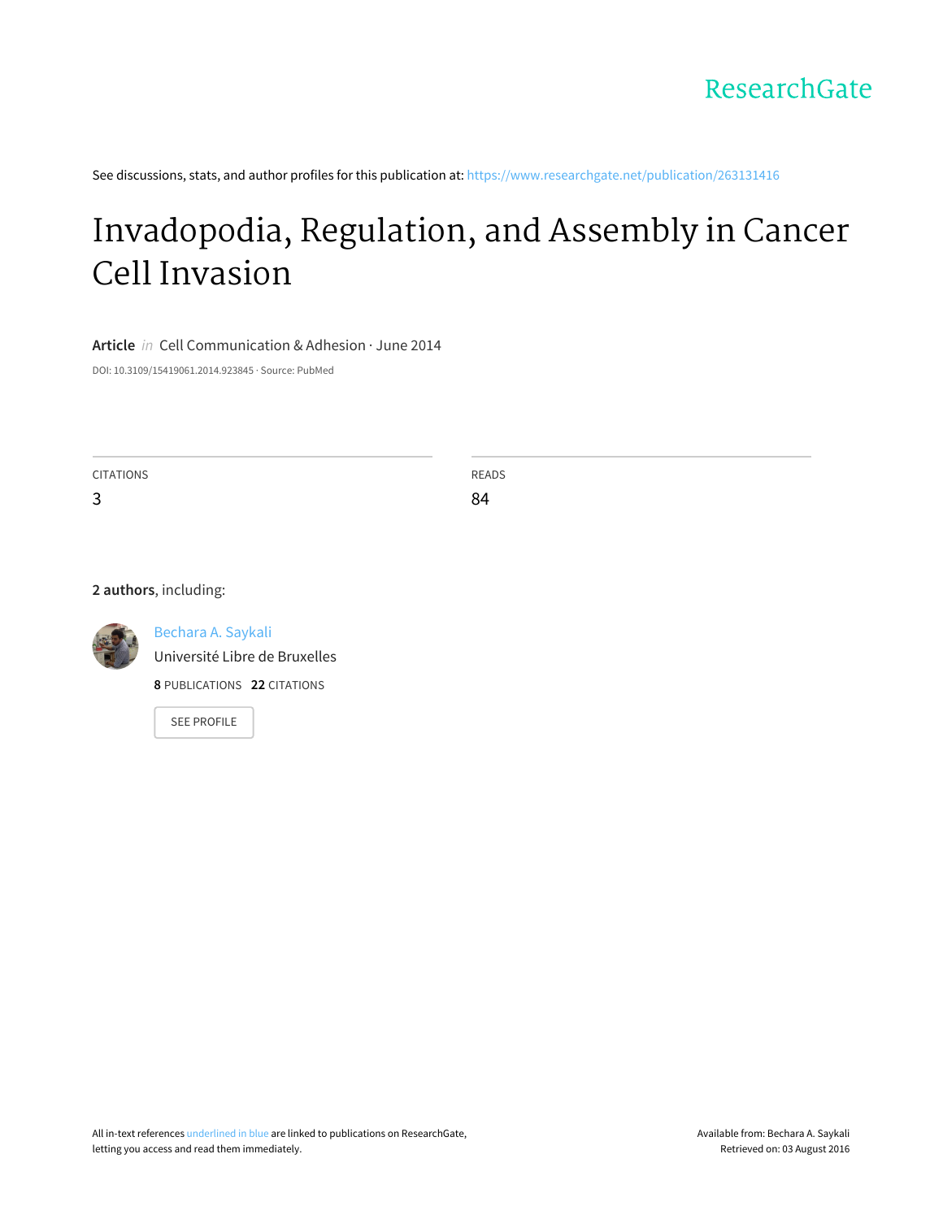ResearchGate

See discussions, stats, and author profiles for this publication at: https://www.researchgate.net/publication/263131416

# Invadopodia, Regulation, and Assembly in Cancer Cell Invasion

**Article** *in* Cell Communication & Adhesion · June 2014

DOI: 10.3109/15419061.2014.923845 · Source: PubMed

| CITATIONS | READS |
| --- | --- |
| 3 | 84 |

**2 authors**, including:

Bechara A. Saykali
Université Libre de Bruxelles
**8** PUBLICATIONS **22** CITATIONS

SEE PROFILE

All in-text references underlined in blue are linked to publications on ResearchGate, letting you access and read them immediately.

Available from: Bechara A. Saykali
Retrieved on: 03 August 2016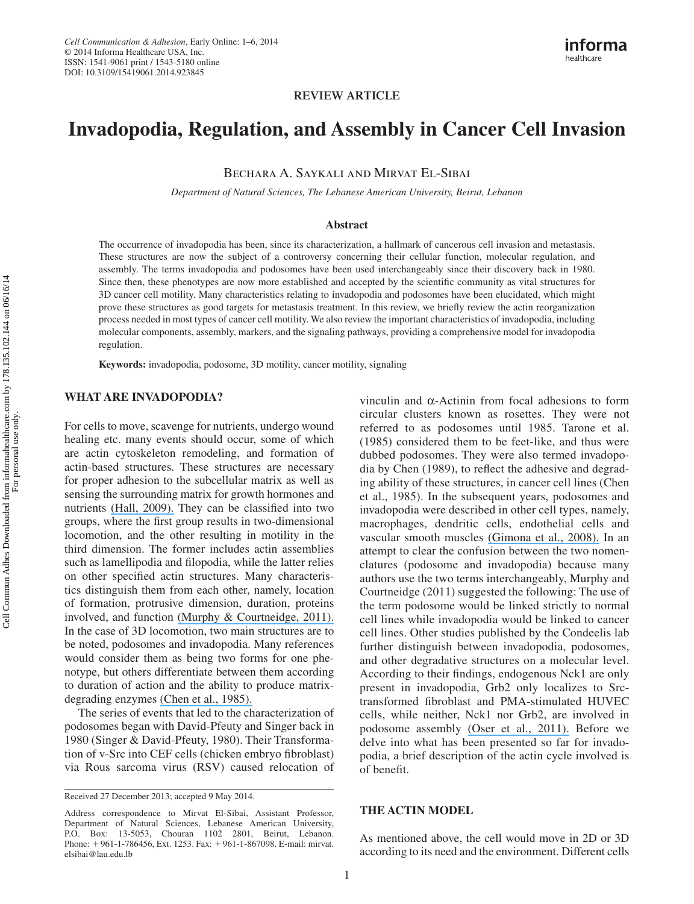REVIEW ARTICLE

# Invadopodia, Regulation, and Assembly in Cancer Cell Invasion

Bechara A. Saykali and Mirvat El-Sibai

*Department of Natural Sciences, The Lebanese American University, Beirut, Lebanon*

### Abstract

The occurrence of invadopodia has been, since its characterization, a hallmark of cancerous cell invasion and metastasis. These structures are now the subject of a controversy concerning their cellular function, molecular regulation, and assembly. The terms invadopodia and podosomes have been used interchangeably since their discovery back in 1980. Since then, these phenotypes are now more established and accepted by the scientific community as vital structures for 3D cancer cell motility. Many characteristics relating to invadopodia and podosomes have been elucidated, which might prove these structures as good targets for metastasis treatment. In this review, we briefly review the actin reorganization process needed in most types of cancer cell motility. We also review the important characteristics of invadopodia, including molecular components, assembly, markers, and the signaling pathways, providing a comprehensive model for invadopodia regulation.

**Keywords:** invadopodia, podosome, 3D motility, cancer motility, signaling

## WHAT ARE INVADOPODIA?

For cells to move, scavenge for nutrients, undergo wound healing etc. many events should occur, some of which are actin cytoskeleton remodeling, and formation of actin-based structures. These structures are necessary for proper adhesion to the subcellular matrix as well as sensing the surrounding matrix for growth hormones and nutrients (Hall, 2009). They can be classified into two groups, where the first group results in two-dimensional locomotion, and the other resulting in motility in the third dimension. The former includes actin assemblies such as lamellipodia and filopodia, while the latter relies on other specified actin structures. Many characteristics distinguish them from each other, namely, location of formation, protrusive dimension, duration, proteins involved, and function (Murphy & Courtneidge, 2011). In the case of 3D locomotion, two main structures are to be noted, podosomes and invadopodia. Many references would consider them as being two forms for one phenotype, but others differentiate between them according to duration of action and the ability to produce matrix-degrading enzymes (Chen et al., 1985).

The series of events that led to the characterization of podosomes began with David-Pfeuty and Singer back in 1980 (Singer & David-Pfeuty, 1980). Their Transformation of v-Src into CEF cells (chicken embryo fibroblast) via Rous sarcoma virus (RSV) caused relocation of vinculin and α-Actinin from focal adhesions to form circular clusters known as rosettes. They were not referred to as podosomes until 1985. Tarone et al. (1985) considered them to be feet-like, and thus were dubbed podosomes. They were also termed invadopodia by Chen (1989), to reflect the adhesive and degrading ability of these structures, in cancer cell lines (Chen et al., 1985). In the subsequent years, podosomes and invadopodia were described in other cell types, namely, macrophages, dendritic cells, endothelial cells and vascular smooth muscles (Gimona et al., 2008). In an attempt to clear the confusion between the two nomenclatures (podosome and invadopodia) because many authors use the two terms interchangeably, Murphy and Courtneidge (2011) suggested the following: The use of the term podosome would be linked strictly to normal cell lines while invadopodia would be linked to cancer cell lines. Other studies published by the Condeelis lab further distinguish between invadopodia, podosomes, and other degradative structures on a molecular level. According to their findings, endogenous Nck1 are only present in invadopodia, Grb2 only localizes to Src-transformed fibroblast and PMA-stimulated HUVEC cells, while neither, Nck1 nor Grb2, are involved in podosome assembly (Oser et al., 2011). Before we delve into what has been presented so far for invadopodia, a brief description of the actin cycle involved is of benefit.

## THE ACTIN MODEL

As mentioned above, the cell would move in 2D or 3D according to its need and the environment. Different cells

Received 27 December 2013; accepted 9 May 2014.

Address correspondence to Mirvat El-Sibai, Assistant Professor, Department of Natural Sciences, Lebanese American University, P.O. Box: 13-5053, Chouran 1102 2801, Beirut, Lebanon. Phone: + 961-1-786456, Ext. 1253. Fax: + 961-1-867098. E-mail: mirvat.elsibai@lau.edu.lb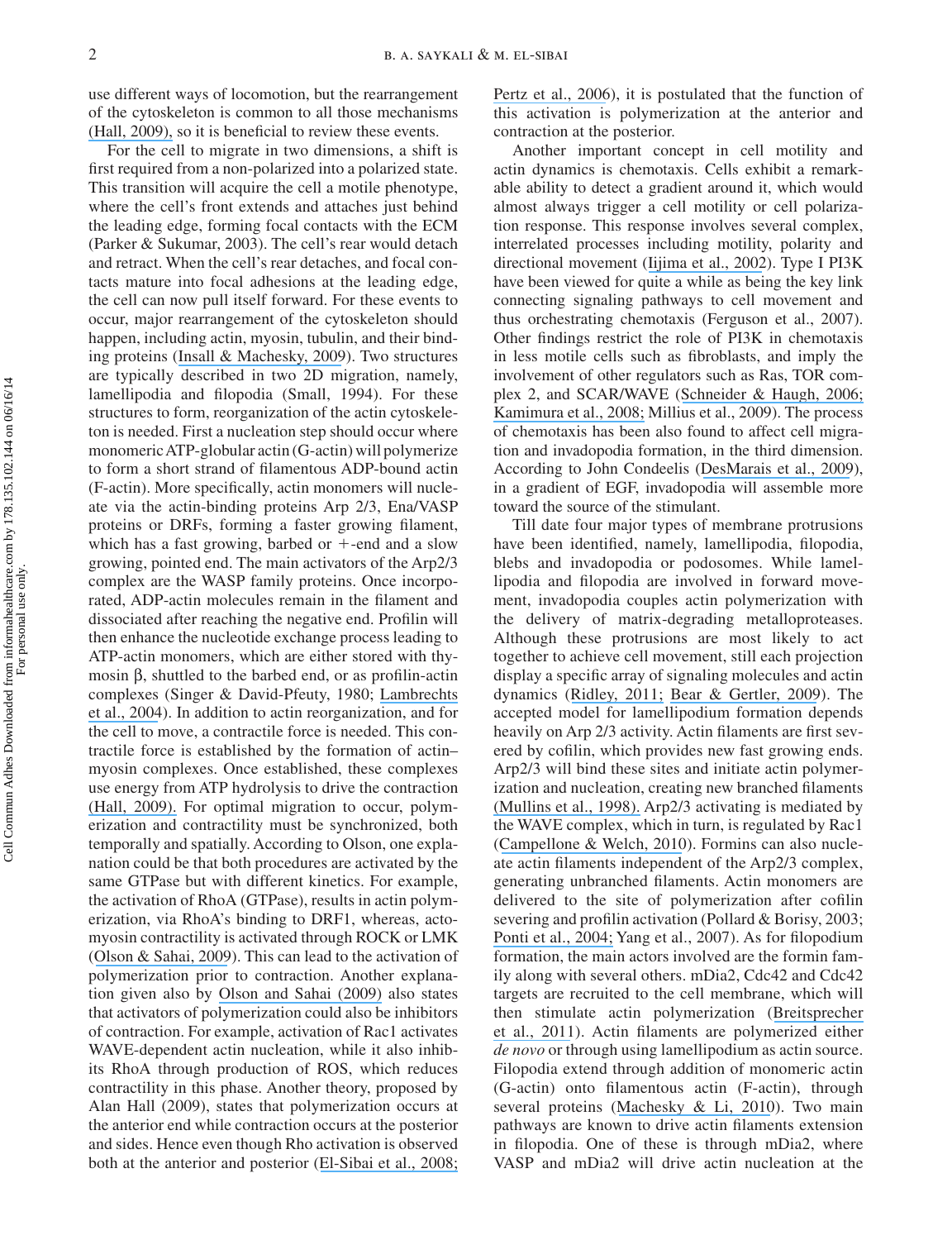use different ways of locomotion, but the rearrangement of the cytoskeleton is common to all those mechanisms (Hall, 2009), so it is beneficial to review these events.

For the cell to migrate in two dimensions, a shift is first required from a non-polarized into a polarized state. This transition will acquire the cell a motile phenotype, where the cell's front extends and attaches just behind the leading edge, forming focal contacts with the ECM (Parker & Sukumar, 2003). The cell's rear would detach and retract. When the cell's rear detaches, and focal contacts mature into focal adhesions at the leading edge, the cell can now pull itself forward. For these events to occur, major rearrangement of the cytoskeleton should happen, including actin, myosin, tubulin, and their binding proteins (Insall & Machesky, 2009). Two structures are typically described in two 2D migration, namely, lamellipodia and filopodia (Small, 1994). For these structures to form, reorganization of the actin cytoskeleton is needed. First a nucleation step should occur where monomeric ATP-globular actin (G-actin) will polymerize to form a short strand of filamentous ADP-bound actin (F-actin). More specifically, actin monomers will nucleate via the actin-binding proteins Arp 2/3, Ena/VASP proteins or DRFs, forming a faster growing filament, which has a fast growing, barbed or +-end and a slow growing, pointed end. The main activators of the Arp2/3 complex are the WASP family proteins. Once incorporated, ADP-actin molecules remain in the filament and dissociated after reaching the negative end. Profilin will then enhance the nucleotide exchange process leading to ATP-actin monomers, which are either stored with thymosin β, shuttled to the barbed end, or as profilin-actin complexes (Singer & David-Pfeuty, 1980; Lambrechts et al., 2004). In addition to actin reorganization, and for the cell to move, a contractile force is needed. This contractile force is established by the formation of actin–myosin complexes. Once established, these complexes use energy from ATP hydrolysis to drive the contraction (Hall, 2009). For optimal migration to occur, polymerization and contractility must be synchronized, both temporally and spatially. According to Olson, one explanation could be that both procedures are activated by the same GTPase but with different kinetics. For example, the activation of RhoA (GTPase), results in actin polymerization, via RhoA's binding to DRF1, whereas, actomyosin contractility is activated through ROCK or LMK (Olson & Sahai, 2009). This can lead to the activation of polymerization prior to contraction. Another explanation given also by Olson and Sahai (2009) also states that activators of polymerization could also be inhibitors of contraction. For example, activation of Rac1 activates WAVE-dependent actin nucleation, while it also inhibits RhoA through production of ROS, which reduces contractility in this phase. Another theory, proposed by Alan Hall (2009), states that polymerization occurs at the anterior end while contraction occurs at the posterior and sides. Hence even though Rho activation is observed both at the anterior and posterior (El-Sibai et al., 2008; Pertz et al., 2006), it is postulated that the function of this activation is polymerization at the anterior and contraction at the posterior.

Another important concept in cell motility and actin dynamics is chemotaxis. Cells exhibit a remarkable ability to detect a gradient around it, which would almost always trigger a cell motility or cell polarization response. This response involves several complex, interrelated processes including motility, polarity and directional movement (Iijima et al., 2002). Type I PI3K have been viewed for quite a while as being the key link connecting signaling pathways to cell movement and thus orchestrating chemotaxis (Ferguson et al., 2007). Other findings restrict the role of PI3K in chemotaxis in less motile cells such as fibroblasts, and imply the involvement of other regulators such as Ras, TOR complex 2, and SCAR/WAVE (Schneider & Haugh, 2006; Kamimura et al., 2008; Millius et al., 2009). The process of chemotaxis has been also found to affect cell migration and invadopodia formation, in the third dimension. According to John Condeelis (DesMarais et al., 2009), in a gradient of EGF, invadopodia will assemble more toward the source of the stimulant.

Till date four major types of membrane protrusions have been identified, namely, lamellipodia, filopodia, blebs and invadopodia or podosomes. While lamellipodia and filopodia are involved in forward movement, invadopodia couples actin polymerization with the delivery of matrix-degrading metalloproteases. Although these protrusions are most likely to act together to achieve cell movement, still each projection display a specific array of signaling molecules and actin dynamics (Ridley, 2011; Bear & Gertler, 2009). The accepted model for lamellipodium formation depends heavily on Arp 2/3 activity. Actin filaments are first severed by cofilin, which provides new fast growing ends. Arp2/3 will bind these sites and initiate actin polymerization and nucleation, creating new branched filaments (Mullins et al., 1998). Arp2/3 activating is mediated by the WAVE complex, which in turn, is regulated by Rac1 (Campellone & Welch, 2010). Formins can also nucleate actin filaments independent of the Arp2/3 complex, generating unbranched filaments. Actin monomers are delivered to the site of polymerization after cofilin severing and profilin activation (Pollard & Borisy, 2003; Ponti et al., 2004; Yang et al., 2007). As for filopodium formation, the main actors involved are the formin family along with several others. mDia2, Cdc42 and Cdc42 targets are recruited to the cell membrane, which will then stimulate actin polymerization (Breitsprecher et al., 2011). Actin filaments are polymerized either *de novo* or through using lamellipodium as actin source. Filopodia extend through addition of monomeric actin (G-actin) onto filamentous actin (F-actin), through several proteins (Machesky & Li, 2010). Two main pathways are known to drive actin filaments extension in filopodia. One of these is through mDia2, where VASP and mDia2 will drive actin nucleation at the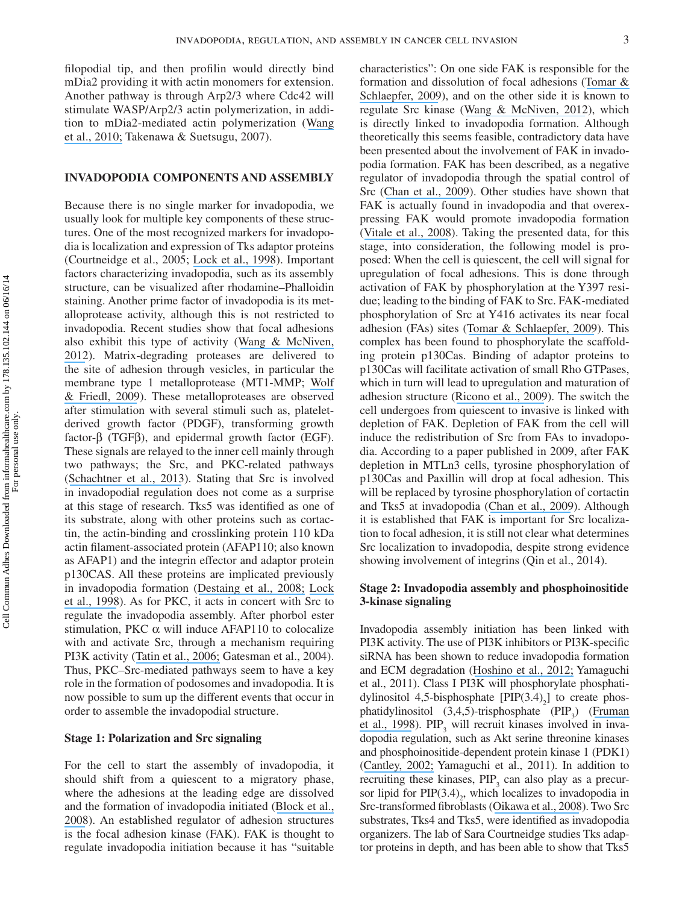filopodial tip, and then profilin would directly bind mDia2 providing it with actin monomers for extension. Another pathway is through Arp2/3 where Cdc42 will stimulate WASP/Arp2/3 actin polymerization, in addition to mDia2-mediated actin polymerization (Wang et al., 2010; Takenawa & Suetsugu, 2007).

## INVADOPODIA COMPONENTS AND ASSEMBLY

Because there is no single marker for invadopodia, we usually look for multiple key components of these structures. One of the most recognized markers for invadopodia is localization and expression of Tks adaptor proteins (Courtneidge et al., 2005; Lock et al., 1998). Important factors characterizing invadopodia, such as its assembly structure, can be visualized after rhodamine–Phalloidin staining. Another prime factor of invadopodia is its metalloprotease activity, although this is not restricted to invadopodia. Recent studies show that focal adhesions also exhibit this type of activity (Wang & McNiven, 2012). Matrix-degrading proteases are delivered to the site of adhesion through vesicles, in particular the membrane type 1 metalloprotease (MT1-MMP; Wolf & Friedl, 2009). These metalloproteases are observed after stimulation with several stimuli such as, platelet-derived growth factor (PDGF), transforming growth factor-β (TGFβ), and epidermal growth factor (EGF). These signals are relayed to the inner cell mainly through two pathways; the Src, and PKC-related pathways (Schachtner et al., 2013). Stating that Src is involved in invadopodial regulation does not come as a surprise at this stage of research. Tks5 was identified as one of its substrate, along with other proteins such as cortactin, the actin-binding and crosslinking protein 110 kDa actin filament-associated protein (AFAP110; also known as AFAP1) and the integrin effector and adaptor protein p130CAS. All these proteins are implicated previously in invadopodia formation (Destaing et al., 2008; Lock et al., 1998). As for PKC, it acts in concert with Src to regulate the invadopodia assembly. After phorbol ester stimulation, PKC α will induce AFAP110 to colocalize with and activate Src, through a mechanism requiring PI3K activity (Tatin et al., 2006; Gatesman et al., 2004). Thus, PKC–Src-mediated pathways seem to have a key role in the formation of podosomes and invadopodia. It is now possible to sum up the different events that occur in order to assemble the invadopodial structure.

### Stage 1: Polarization and Src signaling

For the cell to start the assembly of invadopodia, it should shift from a quiescent to a migratory phase, where the adhesions at the leading edge are dissolved and the formation of invadopodia initiated (Block et al., 2008). An established regulator of adhesion structures is the focal adhesion kinase (FAK). FAK is thought to regulate invadopodia initiation because it has "suitable characteristics": On one side FAK is responsible for the formation and dissolution of focal adhesions (Tomar & Schlaepfer, 2009), and on the other side it is known to regulate Src kinase (Wang & McNiven, 2012), which is directly linked to invadopodia formation. Although theoretically this seems feasible, contradictory data have been presented about the involvement of FAK in invadopodia formation. FAK has been described, as a negative regulator of invadopodia through the spatial control of Src (Chan et al., 2009). Other studies have shown that FAK is actually found in invadopodia and that overexpressing FAK would promote invadopodia formation (Vitale et al., 2008). Taking the presented data, for this stage, into consideration, the following model is proposed: When the cell is quiescent, the cell will signal for upregulation of focal adhesions. This is done through activation of FAK by phosphorylation at the Y397 residue; leading to the binding of FAK to Src. FAK-mediated phosphorylation of Src at Y416 activates its near focal adhesion (FAs) sites (Tomar & Schlaepfer, 2009). This complex has been found to phosphorylate the scaffolding protein p130Cas. Binding of adaptor proteins to p130Cas will facilitate activation of small Rho GTPases, which in turn will lead to upregulation and maturation of adhesion structure (Ricono et al., 2009). The switch the cell undergoes from quiescent to invasive is linked with depletion of FAK. Depletion of FAK from the cell will induce the redistribution of Src from FAs to invadopodia. According to a paper published in 2009, after FAK depletion in MTLn3 cells, tyrosine phosphorylation of p130Cas and Paxillin will drop at focal adhesion. This will be replaced by tyrosine phosphorylation of cortactin and Tks5 at invadopodia (Chan et al., 2009). Although it is established that FAK is important for Src localization to focal adhesion, it is still not clear what determines Src localization to invadopodia, despite strong evidence showing involvement of integrins (Qin et al., 2014).

### Stage 2: Invadopodia assembly and phosphoinositide 3-kinase signaling

Invadopodia assembly initiation has been linked with PI3K activity. The use of PI3K inhibitors or PI3K-specific siRNA has been shown to reduce invadopodia formation and ECM degradation (Hoshino et al., 2012; Yamaguchi et al., 2011). Class I PI3K will phosphorylate phosphatidylinositol 4,5-bisphosphate [$PIP(3.4)_2$] to create phosphatidylinositol (3,4,5)-trisphosphate ($PIP_3$) (Fruman et al., 1998). $PIP_3$ will recruit kinases involved in invadopodia regulation, such as Akt serine threonine kinases and phosphoinositide-dependent protein kinase 1 (PDK1) (Cantley, 2002; Yamaguchi et al., 2011). In addition to recruiting these kinases, $PIP_3$ can also play as a precursor lipid for $PIP(3.4)_2$, which localizes to invadopodia in Src-transformed fibroblasts (Oikawa et al., 2008). Two Src substrates, Tks4 and Tks5, were identified as invadopodia organizers. The lab of Sara Courtneidge studies Tks adaptor proteins in depth, and has been able to show that Tks5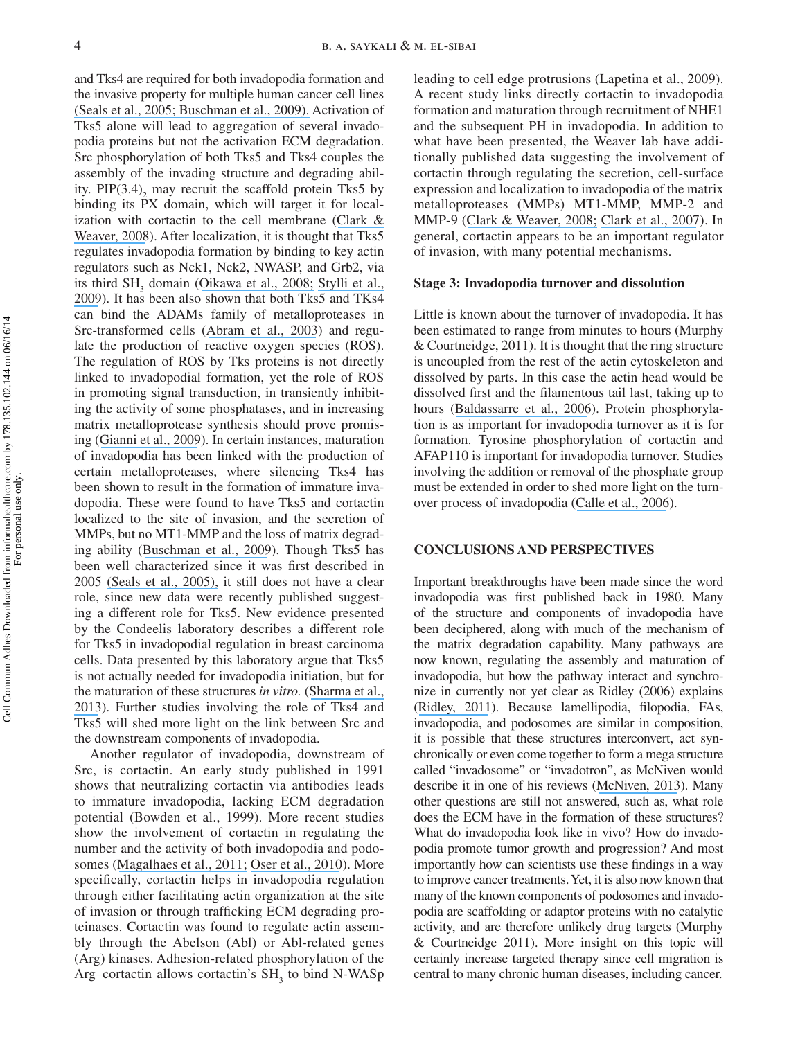and Tks4 are required for both invadopodia formation and the invasive property for multiple human cancer cell lines (Seals et al., 2005; Buschman et al., 2009). Activation of Tks5 alone will lead to aggregation of several invadopodia proteins but not the activation ECM degradation. Src phosphorylation of both Tks5 and Tks4 couples the assembly of the invading structure and degrading ability. $PIP(3.4)_2$ may recruit the scaffold protein Tks5 by binding its PX domain, which will target it for localization with cortactin to the cell membrane (Clark & Weaver, 2008). After localization, it is thought that Tks5 regulates invadopodia formation by binding to key actin regulators such as Nck1, Nck2, NWASP, and Grb2, via its third $SH_3$ domain (Oikawa et al., 2008; Stylli et al., 2009). It has been also shown that both Tks5 and TKs4 can bind the ADAMs family of metalloproteases in Src-transformed cells (Abram et al., 2003) and regulate the production of reactive oxygen species (ROS). The regulation of ROS by Tks proteins is not directly linked to invadopodial formation, yet the role of ROS in promoting signal transduction, in transiently inhibiting the activity of some phosphatases, and in increasing matrix metalloprotease synthesis should prove promising (Gianni et al., 2009). In certain instances, maturation of invadopodia has been linked with the production of certain metalloproteases, where silencing Tks4 has been shown to result in the formation of immature invadopodia. These were found to have Tks5 and cortactin localized to the site of invasion, and the secretion of MMPs, but no MT1-MMP and the loss of matrix degrading ability (Buschman et al., 2009). Though Tks5 has been well characterized since it was first described in 2005 (Seals et al., 2005), it still does not have a clear role, since new data were recently published suggesting a different role for Tks5. New evidence presented by the Condeelis laboratory describes a different role for Tks5 in invadopodial regulation in breast carcinoma cells. Data presented by this laboratory argue that Tks5 is not actually needed for invadopodia initiation, but for the maturation of these structures *in vitro*. (Sharma et al., 2013). Further studies involving the role of Tks4 and Tks5 will shed more light on the link between Src and the downstream components of invadopodia.

Another regulator of invadopodia, downstream of Src, is cortactin. An early study published in 1991 shows that neutralizing cortactin via antibodies leads to immature invadopodia, lacking ECM degradation potential (Bowden et al., 1999). More recent studies show the involvement of cortactin in regulating the number and the activity of both invadopodia and podosomes (Magalhaes et al., 2011; Oser et al., 2010). More specifically, cortactin helps in invadopodia regulation through either facilitating actin organization at the site of invasion or through trafficking ECM degrading proteinases. Cortactin was found to regulate actin assembly through the Abelson (Abl) or Abl-related genes (Arg) kinases. Adhesion-related phosphorylation of the Arg–cortactin allows cortactin's $SH_3$ to bind N-WASp leading to cell edge protrusions (Lapetina et al., 2009). A recent study links directly cortactin to invadopodia formation and maturation through recruitment of NHE1 and the subsequent PH in invadopodia. In addition to what have been presented, the Weaver lab have additionally published data suggesting the involvement of cortactin through regulating the secretion, cell-surface expression and localization to invadopodia of the matrix metalloproteases (MMPs) MT1-MMP, MMP-2 and MMP-9 (Clark & Weaver, 2008; Clark et al., 2007). In general, cortactin appears to be an important regulator of invasion, with many potential mechanisms.

### Stage 3: Invadopodia turnover and dissolution

Little is known about the turnover of invadopodia. It has been estimated to range from minutes to hours (Murphy & Courtneidge, 2011). It is thought that the ring structure is uncoupled from the rest of the actin cytoskeleton and dissolved by parts. In this case the actin head would be dissolved first and the filamentous tail last, taking up to hours (Baldassarre et al., 2006). Protein phosphorylation is as important for invadopodia turnover as it is for formation. Tyrosine phosphorylation of cortactin and AFAP110 is important for invadopodia turnover. Studies involving the addition or removal of the phosphate group must be extended in order to shed more light on the turnover process of invadopodia (Calle et al., 2006).

## CONCLUSIONS AND PERSPECTIVES

Important breakthroughs have been made since the word invadopodia was first published back in 1980. Many of the structure and components of invadopodia have been deciphered, along with much of the mechanism of the matrix degradation capability. Many pathways are now known, regulating the assembly and maturation of invadopodia, but how the pathway interact and synchronize in currently not yet clear as Ridley (2006) explains (Ridley, 2011). Because lamellipodia, filopodia, FAs, invadopodia, and podosomes are similar in composition, it is possible that these structures interconvert, act synchronically or even come together to form a mega structure called "invadosome" or "invadotron", as McNiven would describe it in one of his reviews (McNiven, 2013). Many other questions are still not answered, such as, what role does the ECM have in the formation of these structures? What do invadopodia look like in vivo? How do invadopodia promote tumor growth and progression? And most importantly how can scientists use these findings in a way to improve cancer treatments. Yet, it is also now known that many of the known components of podosomes and invadopodia are scaffolding or adaptor proteins with no catalytic activity, and are therefore unlikely drug targets (Murphy & Courtneidge 2011). More insight on this topic will certainly increase targeted therapy since cell migration is central to many chronic human diseases, including cancer.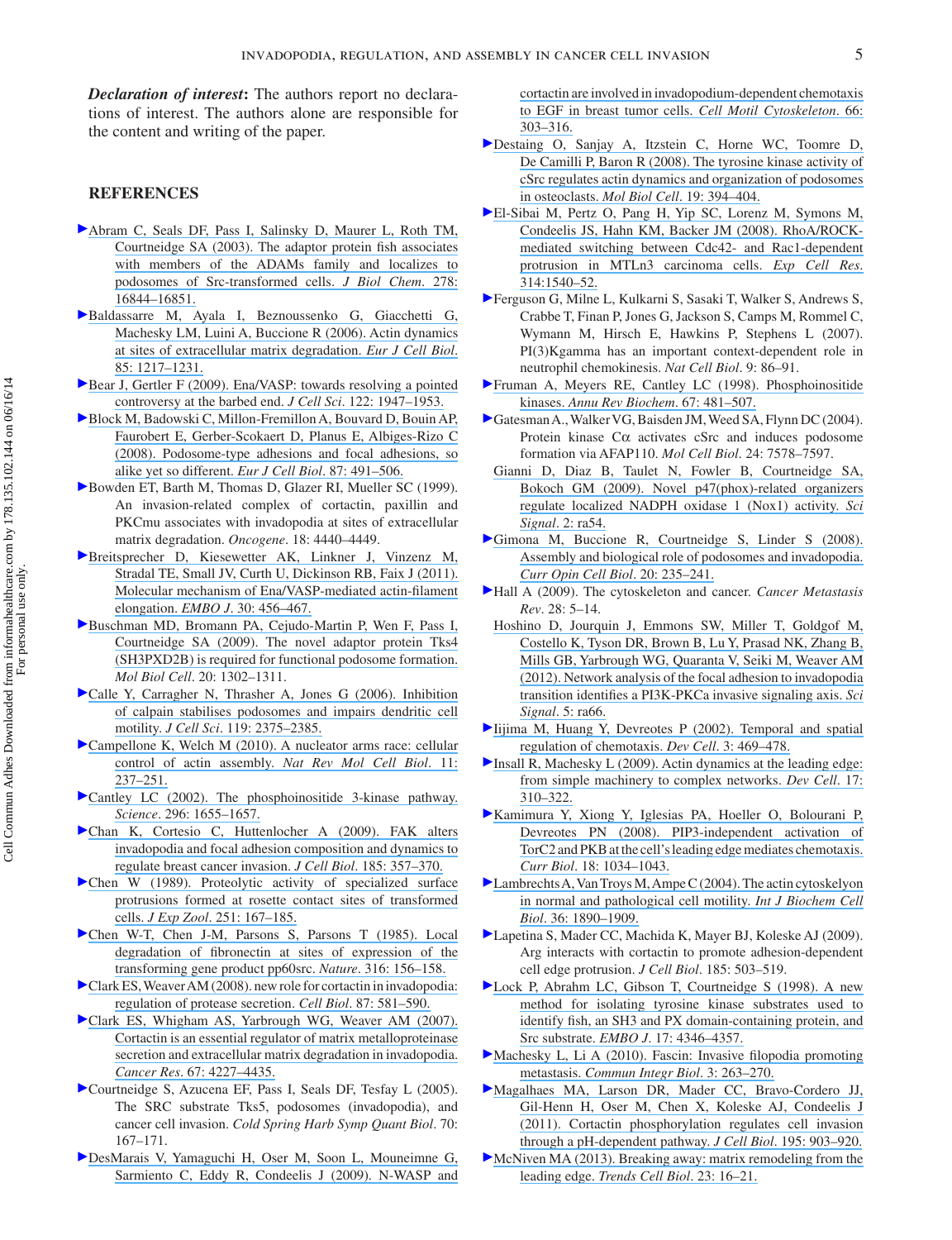***Declaration of interest*:** The authors report no declarations of interest. The authors alone are responsible for the content and writing of the paper.

## REFERENCES

Abram C, Seals DF, Pass I, Salinsky D, Maurer L, Roth TM, Courtneidge SA (2003). The adaptor protein fish associates with members of the ADAMs family and localizes to podosomes of Src-transformed cells. *J Biol Chem*. 278: 16844–16851.

Baldassarre M, Ayala I, Beznoussenko G, Giacchetti G, Machesky LM, Luini A, Buccione R (2006). Actin dynamics at sites of extracellular matrix degradation. *Eur J Cell Biol*. 85: 1217–1231.

Bear J, Gertler F (2009). Ena/VASP: towards resolving a pointed controversy at the barbed end. *J Cell Sci*. 122: 1947–1953.

Block M, Badowski C, Millon-Fremillon A, Bouvard D, Bouin AP, Faurobert E, Gerber-Scokaert D, Planus E, Albiges-Rizo C (2008). Podosome-type adhesions and focal adhesions, so alike yet so different. *Eur J Cell Biol*. 87: 491–506.

Bowden ET, Barth M, Thomas D, Glazer RI, Mueller SC (1999). An invasion-related complex of cortactin, paxillin and PKCmu associates with invadopodia at sites of extracellular matrix degradation. *Oncogene*. 18: 4440–4449.

Breitsprecher D, Kiesewetter AK, Linkner J, Vinzenz M, Stradal TE, Small JV, Curth U, Dickinson RB, Faix J (2011). Molecular mechanism of Ena/VASP-mediated actin-filament elongation. *EMBO J*. 30: 456–467.

Buschman MD, Bromann PA, Cejudo-Martin P, Wen F, Pass I, Courtneidge SA (2009). The novel adaptor protein Tks4 (SH3PXD2B) is required for functional podosome formation. *Mol Biol Cell*. 20: 1302–1311.

Calle Y, Carragher N, Thrasher A, Jones G (2006). Inhibition of calpain stabilises podosomes and impairs dendritic cell motility. *J Cell Sci*. 119: 2375–2385.

Campellone K, Welch M (2010). A nucleator arms race: cellular control of actin assembly. *Nat Rev Mol Cell Biol*. 11: 237–251.

Cantley LC (2002). The phosphoinositide 3-kinase pathway. *Science*. 296: 1655–1657.

Chan K, Cortesio C, Huttenlocher A (2009). FAK alters invadopodia and focal adhesion composition and dynamics to regulate breast cancer invasion. *J Cell Biol*. 185: 357–370.

Chen W (1989). Proteolytic activity of specialized surface protrusions formed at rosette contact sites of transformed cells. *J Exp Zool*. 251: 167–185.

Chen W-T, Chen J-M, Parsons S, Parsons T (1985). Local degradation of fibronectin at sites of expression of the transforming gene product pp60src. *Nature*. 316: 156–158.

Clark ES, Weaver AM (2008). new role for cortactin in invadopodia: regulation of protease secretion. *Cell Biol*. 87: 581–590.

Clark ES, Whigham AS, Yarbrough WG, Weaver AM (2007). Cortactin is an essential regulator of matrix metalloproteinase secretion and extracellular matrix degradation in invadopodia. *Cancer Res*. 67: 4227–4435.

Courtneidge S, Azucena EF, Pass I, Seals DF, Tesfay L (2005). The SRC substrate Tks5, podosomes (invadopodia), and cancer cell invasion. *Cold Spring Harb Symp Quant Biol*. 70: 167–171.

DesMarais V, Yamaguchi H, Oser M, Soon L, Mouneimne G, Sarmiento C, Eddy R, Condeelis J (2009). N-WASP and cortactin are involved in invadopodium-dependent chemotaxis to EGF in breast tumor cells. *Cell Motil Cytoskeleton*. 66: 303–316.

Destaing O, Sanjay A, Itzstein C, Horne WC, Toomre D, De Camilli P, Baron R (2008). The tyrosine kinase activity of cSrc regulates actin dynamics and organization of podosomes in osteoclasts. *Mol Biol Cell*. 19: 394–404.

El-Sibai M, Pertz O, Pang H, Yip SC, Lorenz M, Symons M, Condeelis JS, Hahn KM, Backer JM (2008). RhoA/ROCK-mediated switching between Cdc42- and Rac1-dependent protrusion in MTLn3 carcinoma cells. *Exp Cell Res*. 314:1540–52.

Ferguson G, Milne L, Kulkarni S, Sasaki T, Walker S, Andrews S, Crabbe T, Finan P, Jones G, Jackson S, Camps M, Rommel C, Wymann M, Hirsch E, Hawkins P, Stephens L (2007). PI(3)Kgamma has an important context-dependent role in neutrophil chemokinesis. *Nat Cell Biol*. 9: 86–91.

Fruman A, Meyers RE, Cantley LC (1998). Phosphoinositide kinases. *Annu Rev Biochem*. 67: 481–507.

Gatesman A., Walker VG, Baisden JM, Weed SA, Flynn DC (2004). Protein kinase Cα activates cSrc and induces podosome formation via AFAP110. *Mol Cell Biol*. 24: 7578–7597.

Gianni D, Diaz B, Taulet N, Fowler B, Courtneidge SA, Bokoch GM (2009). Novel p47(phox)-related organizers regulate localized NADPH oxidase 1 (Nox1) activity. *Sci Signal*. 2: ra54.

Gimona M, Buccione R, Courtneidge S, Linder S (2008). Assembly and biological role of podosomes and invadopodia. *Curr Opin Cell Biol*. 20: 235–241.

Hall A (2009). The cytoskeleton and cancer. *Cancer Metastasis Rev*. 28: 5–14.

Hoshino D, Jourquin J, Emmons SW, Miller T, Goldgof M, Costello K, Tyson DR, Brown B, Lu Y, Prasad NK, Zhang B, Mills GB, Yarbrough WG, Quaranta V, Seiki M, Weaver AM (2012). Network analysis of the focal adhesion to invadopodia transition identifies a PI3K-PKCa invasive signaling axis. *Sci Signal*. 5: ra66.

Iijima M, Huang Y, Devreotes P (2002). Temporal and spatial regulation of chemotaxis. *Dev Cell*. 3: 469–478.

Insall R, Machesky L (2009). Actin dynamics at the leading edge: from simple machinery to complex networks. *Dev Cell*. 17: 310–322.

Kamimura Y, Xiong Y, Iglesias PA, Hoeller O, Bolourani P, Devreotes PN (2008). PIP3-independent activation of TorC2 and PKB at the cell's leading edge mediates chemotaxis. *Curr Biol*. 18: 1034–1043.

Lambrechts A, Van Troys M, Ampe C (2004). The actin cytoskelyon in normal and pathological cell motility. *Int J Biochem Cell Biol*. 36: 1890–1909.

Lapetina S, Mader CC, Machida K, Mayer BJ, Koleske AJ (2009). Arg interacts with cortactin to promote adhesion-dependent cell edge protrusion. *J Cell Biol*. 185: 503–519.

Lock P, Abrahm LC, Gibson T, Courtneidge S (1998). A new method for isolating tyrosine kinase substrates used to identify fish, an SH3 and PX domain-containing protein, and Src substrate. *EMBO J*. 17: 4346–4357.

Machesky L, Li A (2010). Fascin: Invasive filopodia promoting metastasis. *Commun Integr Biol*. 3: 263–270.

Magalhaes MA, Larson DR, Mader CC, Bravo-Cordero JJ, Gil-Henn H, Oser M, Chen X, Koleske AJ, Condeelis J (2011). Cortactin phosphorylation regulates cell invasion through a pH-dependent pathway. *J Cell Biol*. 195: 903–920.

McNiven MA (2013). Breaking away: matrix remodeling from the leading edge. *Trends Cell Biol*. 23: 16–21.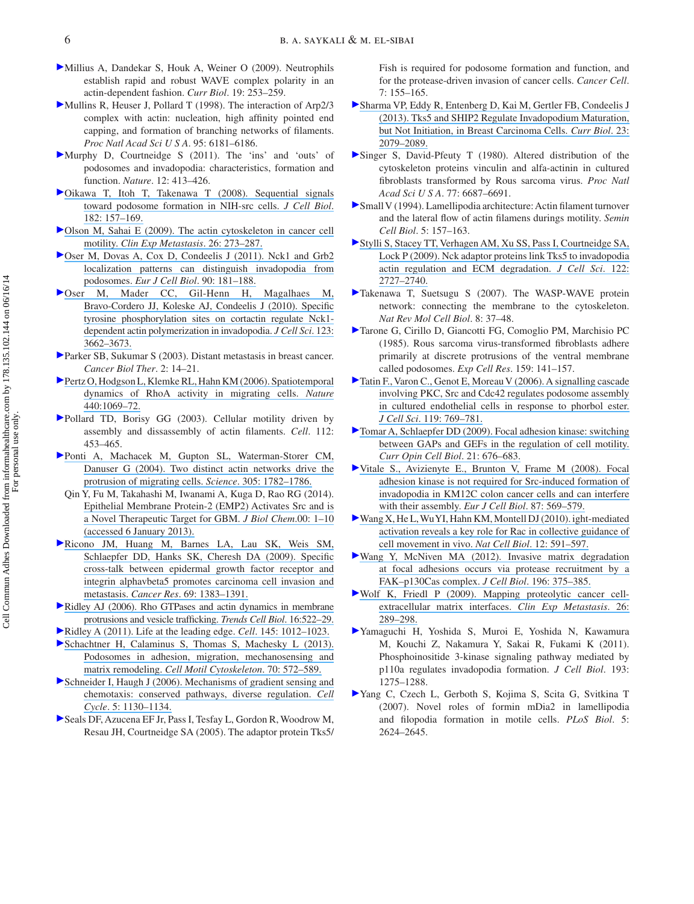Millius A, Dandekar S, Houk A, Weiner O (2009). Neutrophils establish rapid and robust WAVE complex polarity in an actin-dependent fashion. *Curr Biol*. 19: 253–259.

Mullins R, Heuser J, Pollard T (1998). The interaction of Arp2/3 complex with actin: nucleation, high affinity pointed end capping, and formation of branching networks of filaments. *Proc Natl Acad Sci U S A*. 95: 6181–6186.

Murphy D, Courtneidge S (2011). The 'ins' and 'outs' of podosomes and invadopodia: characteristics, formation and function. *Nature*. 12: 413–426.

Oikawa T, Itoh T, Takenawa T (2008). Sequential signals toward podosome formation in NIH-src cells. *J Cell Biol*. 182: 157–169.

Olson M, Sahai E (2009). The actin cytoskeleton in cancer cell motility. *Clin Exp Metastasis*. 26: 273–287.

Oser M, Dovas A, Cox D, Condeelis J (2011). Nck1 and Grb2 localization patterns can distinguish invadopodia from podosomes. *Eur J Cell Biol*. 90: 181–188.

Oser M, Mader CC, Gil-Henn H, Magalhaes M, Bravo-Cordero JJ, Koleske AJ, Condeelis J (2010). Specific tyrosine phosphorylation sites on cortactin regulate Nck1-dependent actin polymerization in invadopodia. *J Cell Sci*. 123: 3662–3673.

Parker SB, Sukumar S (2003). Distant metastasis in breast cancer. *Cancer Biol Ther*. 2: 14–21.

Pertz O, Hodgson L, Klemke RL, Hahn KM (2006). Spatiotemporal dynamics of RhoA activity in migrating cells. *Nature* 440:1069–72.

Pollard TD, Borisy GG (2003). Cellular motility driven by assembly and dissassembly of actin filaments. *Cell*. 112: 453–465.

Ponti A, Machacek M, Gupton SL, Waterman-Storer CM, Danuser G (2004). Two distinct actin networks drive the protrusion of migrating cells. *Science*. 305: 1782–1786.

Qin Y, Fu M, Takahashi M, Iwanami A, Kuga D, Rao RG (2014). Epithelial Membrane Protein-2 (EMP2) Activates Src and is a Novel Therapeutic Target for GBM. *J Biol Chem*.00: 1–10 (accessed 6 January 2013).

Ricono JM, Huang M, Barnes LA, Lau SK, Weis SM, Schlaepfer DD, Hanks SK, Cheresh DA (2009). Specific cross-talk between epidermal growth factor receptor and integrin alphavbeta5 promotes carcinoma cell invasion and metastasis. *Cancer Res*. 69: 1383–1391.

Ridley AJ (2006). Rho GTPases and actin dynamics in membrane protrusions and vesicle trafficking. *Trends Cell Biol*. 16:522–29.

Ridley A (2011). Life at the leading edge. *Cell*. 145: 1012–1023.

Schachtner H, Calaminus S, Thomas S, Machesky L (2013). Podosomes in adhesion, migration, mechanosensing and matrix remodeling. *Cell Motil Cytoskeleton*. 70: 572–589.

Schneider I, Haugh J (2006). Mechanisms of gradient sensing and chemotaxis: conserved pathways, diverse regulation. *Cell Cycle*. 5: 1130–1134.

Seals DF, Azucena EF Jr, Pass I, Tesfay L, Gordon R, Woodrow M, Resau JH, Courtneidge SA (2005). The adaptor protein Tks5/Fish is required for podosome formation and function, and for the protease-driven invasion of cancer cells. *Cancer Cell*. 7: 155–165.

Sharma VP, Eddy R, Entenberg D, Kai M, Gertler FB, Condeelis J (2013). Tks5 and SHIP2 Regulate Invadopodium Maturation, but Not Initiation, in Breast Carcinoma Cells. *Curr Biol*. 23: 2079–2089.

Singer S, David-Pfeuty T (1980). Altered distribution of the cytoskeleton proteins vinculin and alfa-actinin in cultured fibroblasts transformed by Rous sarcoma virus. *Proc Natl Acad Sci U S A*. 77: 6687–6691.

Small V (1994). Lamellipodia architecture: Actin filament turnover and the lateral flow of actin filamens durings motility. *Semin Cell Biol*. 5: 157–163.

Stylli S, Stacey TT, Verhagen AM, Xu SS, Pass I, Courtneidge SA, Lock P (2009). Nck adaptor proteins link Tks5 to invadopodia actin regulation and ECM degradation. *J Cell Sci*. 122: 2727–2740.

Takenawa T, Suetsugu S (2007). The WASP-WAVE protein network: connecting the membrane to the cytoskeleton. *Nat Rev Mol Cell Biol*. 8: 37–48.

Tarone G, Cirillo D, Giancotti FG, Comoglio PM, Marchisio PC (1985). Rous sarcoma virus-transformed fibroblasts adhere primarily at discrete protrusions of the ventral membrane called podosomes. *Exp Cell Res*. 159: 141–157.

Tatin F., Varon C., Genot E, Moreau V (2006). A signalling cascade involving PKC, Src and Cdc42 regulates podosome assembly in cultured endothelial cells in response to phorbol ester. *J Cell Sci*. 119: 769–781.

Tomar A, Schlaepfer DD (2009). Focal adhesion kinase: switching between GAPs and GEFs in the regulation of cell motility. *Curr Opin Cell Biol*. 21: 676–683.

Vitale S., Avizienyte E., Brunton V, Frame M (2008). Focal adhesion kinase is not required for Src-induced formation of invadopodia in KM12C colon cancer cells and can interfere with their assembly. *Eur J Cell Biol*. 87: 569–579.

Wang X, He L, Wu YI, Hahn KM, Montell DJ (2010). ight-mediated activation reveals a key role for Rac in collective guidance of cell movement in vivo. *Nat Cell Biol*. 12: 591–597.

Wang Y, McNiven MA (2012). Invasive matrix degradation at focal adhesions occurs via protease recruitment by a FAK–p130Cas complex. *J Cell Biol*. 196: 375–385.

Wolf K, Friedl P (2009). Mapping proteolytic cancer cell-extracellular matrix interfaces. *Clin Exp Metastasis*. 26: 289–298.

Yamaguchi H, Yoshida S, Muroi E, Yoshida N, Kawamura M, Kouchi Z, Nakamura Y, Sakai R, Fukami K (2011). Phosphoinositide 3-kinase signaling pathway mediated by p110a regulates invadopodia formation. *J Cell Biol*. 193: 1275–1288.

Yang C, Czech L, Gerboth S, Kojima S, Scita G, Svitkina T (2007). Novel roles of formin mDia2 in lamellipodia and filopodia formation in motile cells. *PLoS Biol*. 5: 2624–2645.